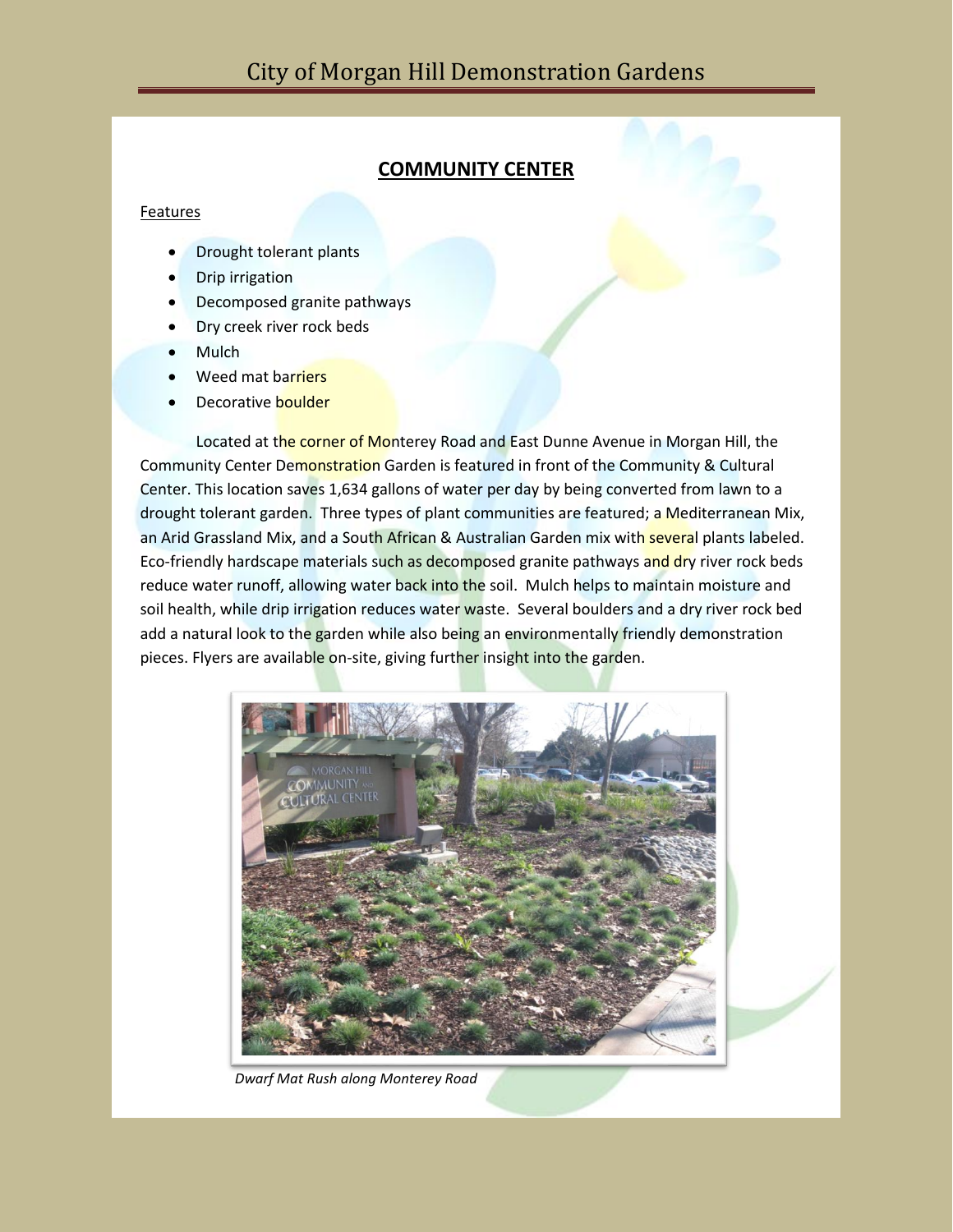# City of Morgan Hill Demonstration Gardens

## COMMUNITY CENTER

Features

- Drought tolerant plants
- Drip irrigation
- Decomposed granite pathways
- Dry creek river rock beds
- Mulch
- Weed mat barriers
- Decorative boulder

Located at the corner of Monterey Road and East Dunne Avenue in Morgan Hill, the Community Center Demonstration Garden is featured in front of the Community & Cultural Center. This location saves 1,634 gallons of water per day by being converted from lawn to a drought tolerant garden. Three types of plant communities are featured; a Mediterranean Mix, an Arid Grassland Mix, and a South African & Australian Garden mix with several plants labeled. Eco-friendly hardscape materials such as decomposed granite pathways and dry river rock beds reduce water runoff, allowing water back into the soil. Mulch helps to maintain moisture and soil health, while drip irrigation reduces water waste. Several boulders and a dry river rock bed add a natural look to the garden while also being an environmentally friendly demonstration pieces. Flyers are available on-site, giving further insight into the garden.

*Dwarf Mat Rush along Monterey Road*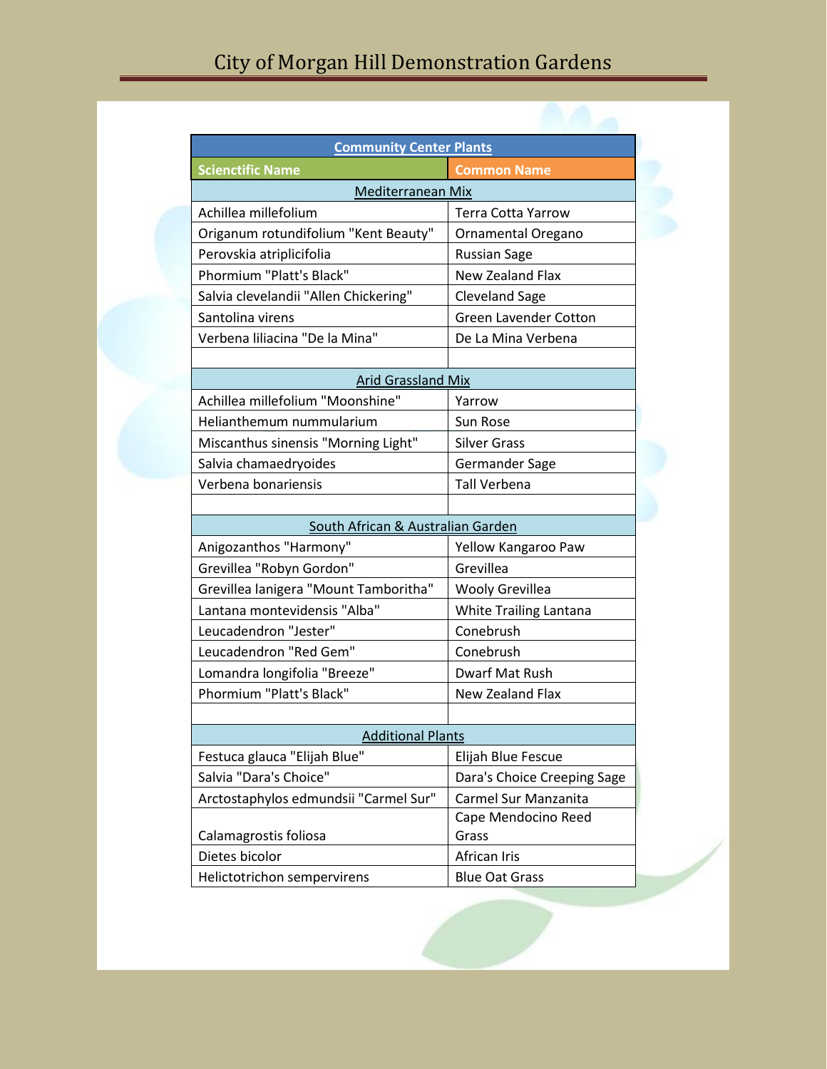# City of Morgan Hill Demonstration Gardens

| Community Center Plants | |
|---|---|
| **Scienctific Name** | **Common Name** |
| Mediterranean Mix | |
| Achillea millefolium | Terra Cotta Yarrow |
| Origanum rotundifolium "Kent Beauty" | Ornamental Oregano |
| Perovskia atriplicifolia | Russian Sage |
| Phormium "Platt's Black" | New Zealand Flax |
| Salvia clevelandii "Allen Chickering" | Cleveland Sage |
| Santolina virens | Green Lavender Cotton |
| Verbena liliacina "De la Mina" | De La Mina Verbena |
| | |
| Arid Grassland Mix | |
| Achillea millefolium "Moonshine" | Yarrow |
| Helianthemum nummularium | Sun Rose |
| Miscanthus sinensis "Morning Light" | Silver Grass |
| Salvia chamaedryoides | Germander Sage |
| Verbena bonariensis | Tall Verbena |
| | |
| South African & Australian Garden | |
| Anigozanthos "Harmony" | Yellow Kangaroo Paw |
| Grevillea "Robyn Gordon" | Grevillea |
| Grevillea lanigera "Mount Tamboritha" | Wooly Grevillea |
| Lantana montevidensis "Alba" | White Trailing Lantana |
| Leucadendron "Jester" | Conebrush |
| Leucadendron "Red Gem" | Conebrush |
| Lomandra longifolia "Breeze" | Dwarf Mat Rush |
| Phormium "Platt's Black" | New Zealand Flax |
| | |
| Additional Plants | |
| Festuca glauca "Elijah Blue" | Elijah Blue Fescue |
| Salvia "Dara's Choice" | Dara's Choice Creeping Sage |
| Arctostaphylos edmundsii "Carmel Sur" | Carmel Sur Manzanita |
| Calamagrostis foliosa | Cape Mendocino Reed Grass |
| Dietes bicolor | African Iris |
| Helictotrichon sempervirens | Blue Oat Grass |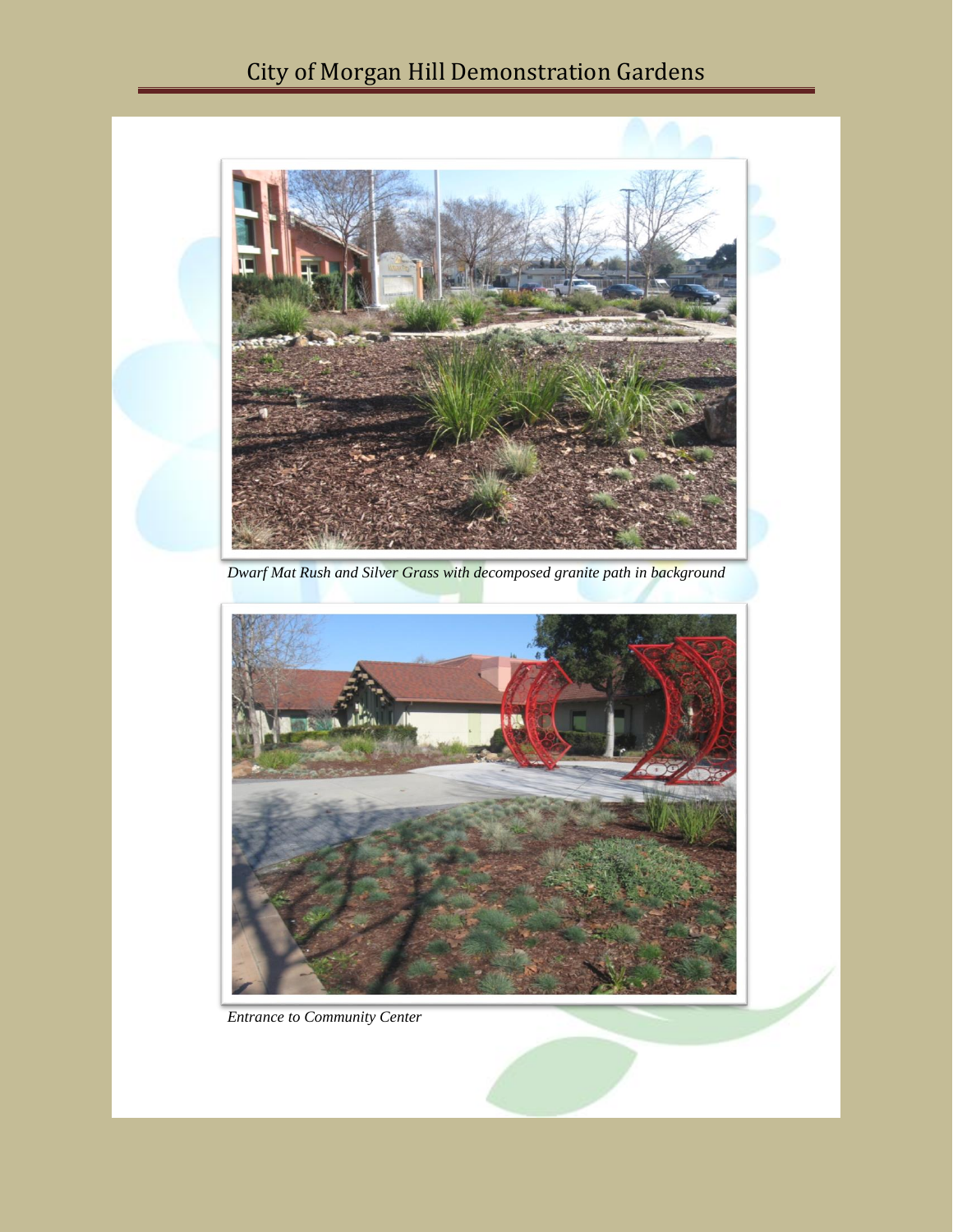*Dwarf Mat Rush and Silver Grass with decomposed granite path in background*

*Entrance to Community Center*